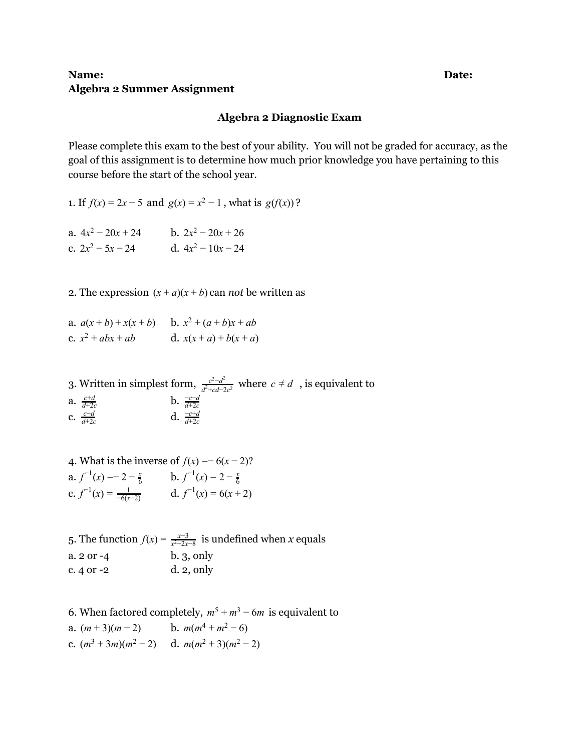**Name:** **Date:**

**Algebra 2 Summer Assignment**

## Algebra 2 Diagnostic Exam

Please complete this exam to the best of your ability. You will not be graded for accuracy, as the goal of this assignment is to determine how much prior knowledge you have pertaining to this course before the start of the school year.

1. If $f(x) = 2x - 5$ and $g(x) = x^2 - 1$, what is $g(f(x))$?

a. $4x^2 - 20x + 24$ b. $2x^2 - 20x + 26$
c. $2x^2 - 5x - 24$ d. $4x^2 - 10x - 24$

2. The expression $(x + a)(x + b)$ can *not* be written as

a. $a(x + b) + x(x + b)$ b. $x^2 + (a + b)x + ab$
c. $x^2 + abx + ab$ d. $x(x + a) + b(x + a)$

3. Written in simplest form, $\frac{c^2-d^2}{d^2+cd-2c^2}$ where $c \neq d$, is equivalent to

a. $\frac{c+d}{d+2c}$ b. $\frac{-c-d}{d+2c}$
c. $\frac{c-d}{d+2c}$ d. $\frac{-c+d}{d+2c}$

4. What is the inverse of $f(x) = -6(x - 2)$?

a. $f^{-1}(x) = -2 - \frac{x}{6}$ b. $f^{-1}(x) = 2 - \frac{x}{6}$
c. $f^{-1}(x) = \frac{1}{-6(x-2)}$ d. $f^{-1}(x) = 6(x + 2)$

5. The function $f(x) = \frac{x-3}{x^2+2x-8}$ is undefined when $x$ equals

a. 2 or -4 b. 3, only
c. 4 or -2 d. 2, only

6. When factored completely, $m^5 + m^3 - 6m$ is equivalent to

a. $(m + 3)(m - 2)$ b. $m(m^4 + m^2 - 6)$
c. $(m^3 + 3m)(m^2 - 2)$ d. $m(m^2 + 3)(m^2 - 2)$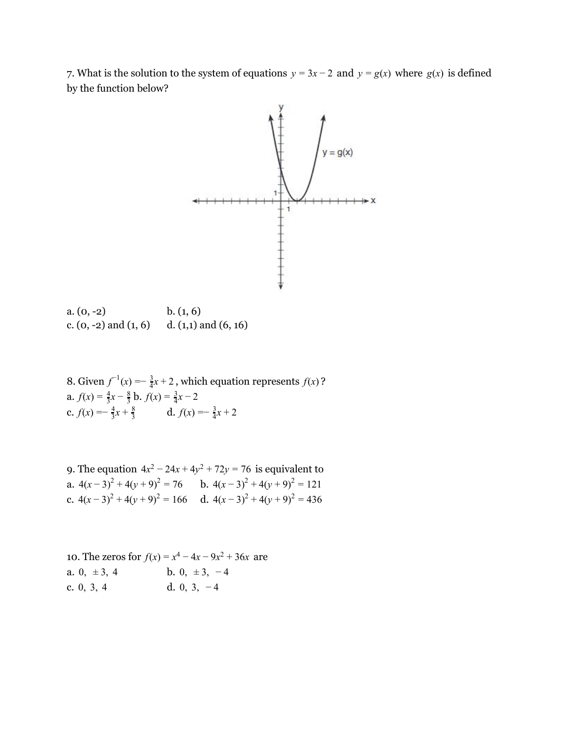7. What is the solution to the system of equations $y = 3x - 2$ and $y = g(x)$ where $g(x)$ is defined by the function below?

a. (0, -2)  b. (1, 6)

c. (0, -2) and (1, 6)  d. (1,1) and (6, 16)

8. Given $f^{-1}(x) = -\frac{3}{4}x + 2$, which equation represents $f(x)$?

a. $f(x) = \frac{4}{3}x - \frac{8}{3}$  b. $f(x) = \frac{3}{4}x - 2$

c. $f(x) = -\frac{4}{3}x + \frac{8}{3}$  d. $f(x) = -\frac{3}{4}x + 2$

9. The equation $4x^2 - 24x + 4y^2 + 72y = 76$ is equivalent to

a. $4(x-3)^2 + 4(y+9)^2 = 76$  b. $4(x-3)^2 + 4(y+9)^2 = 121$

c. $4(x-3)^2 + 4(y+9)^2 = 166$  d. $4(x-3)^2 + 4(y+9)^2 = 436$

10. The zeros for $f(x) = x^4 - 4x - 9x^2 + 36x$ are

a. $0, \pm 3, 4$  b. $0, \pm 3, -4$

c. $0, 3, 4$  d. $0, 3, -4$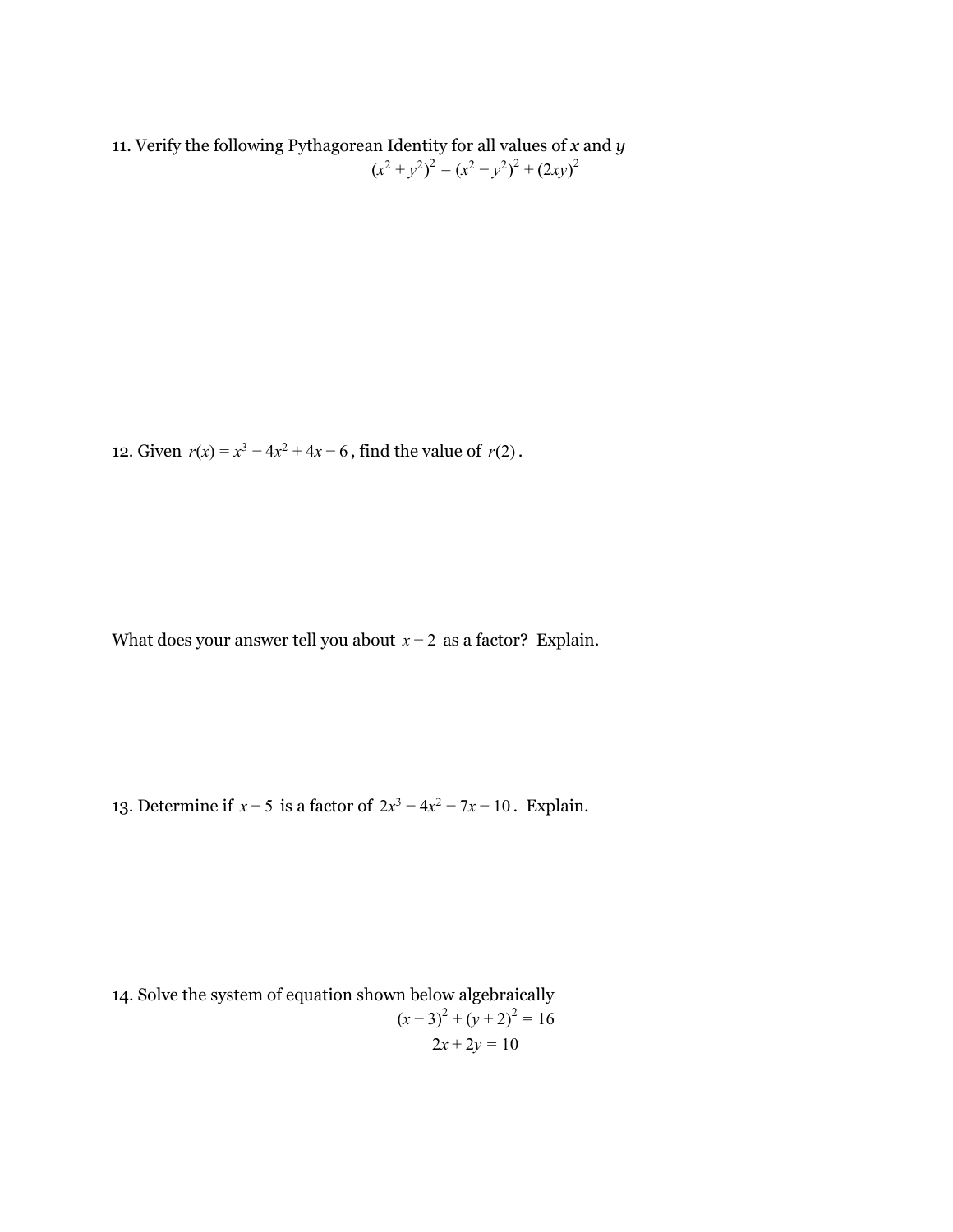11. Verify the following Pythagorean Identity for all values of $x$ and $y$

$$(x^2 + y^2)^2 = (x^2 - y^2)^2 + (2xy)^2$$

12. Given $r(x) = x^3 - 4x^2 + 4x - 6$, find the value of $r(2)$.

What does your answer tell you about $x - 2$ as a factor? Explain.

13. Determine if $x - 5$ is a factor of $2x^3 - 4x^2 - 7x - 10$. Explain.

14. Solve the system of equation shown below algebraically

$$(x-3)^2 + (y+2)^2 = 16$$
$$2x + 2y = 10$$